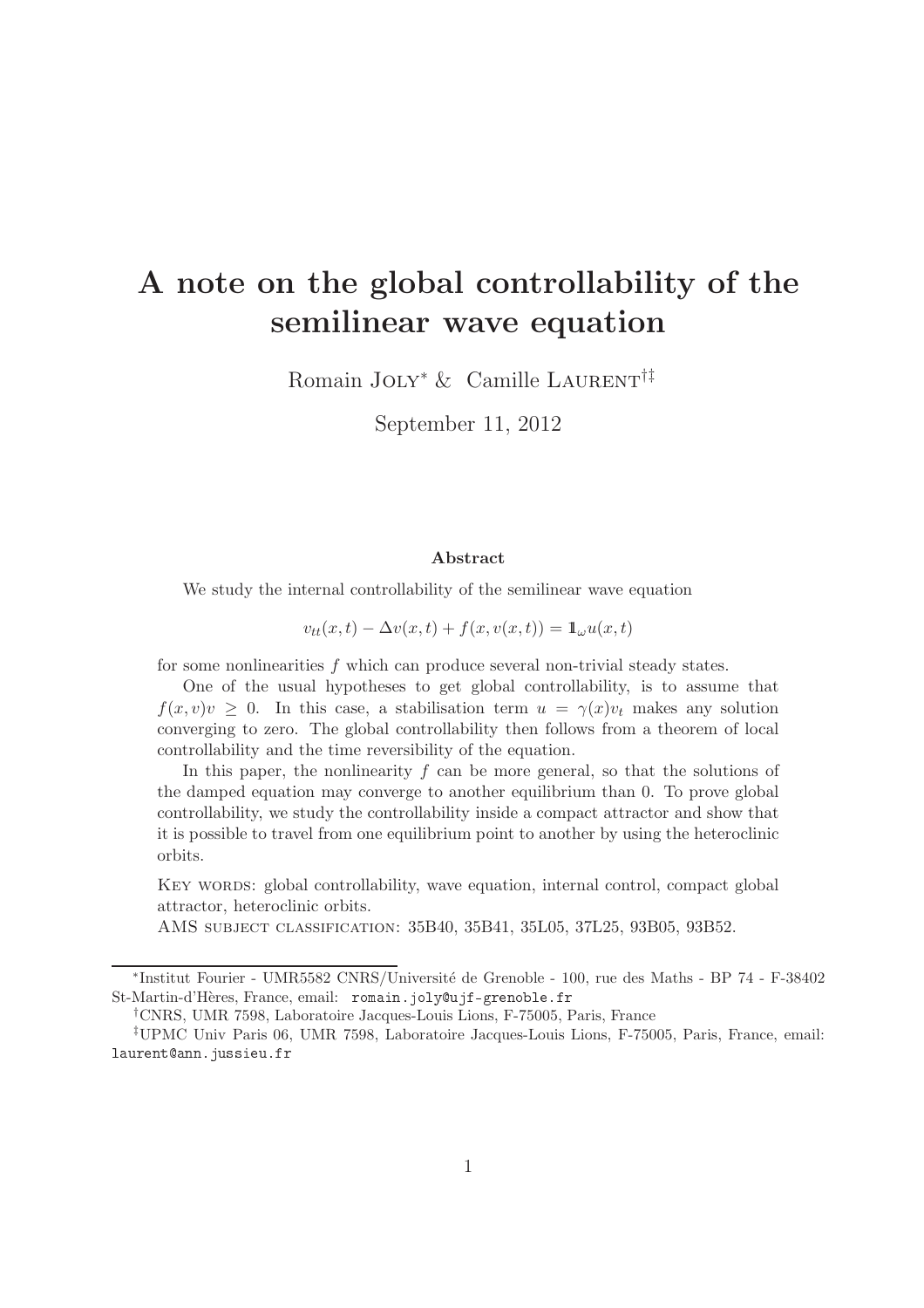# A note on the global controllability of the semilinear wave equation

Romain JOLY[*] & Camille LAURENT[†‡]

September 11, 2012

### Abstract

We study the internal controllability of the semilinear wave equation

$$v_{tt}(x,t) - \Delta v(x,t) + f(x, v(x,t)) = \mathbb{1}_\omega u(x,t)$$

for some nonlinearities $f$ which can produce several non-trivial steady states.

One of the usual hypotheses to get global controllability, is to assume that $f(x,v)v \geq 0$. In this case, a stabilisation term $u = \gamma(x)v_t$ makes any solution converging to zero. The global controllability then follows from a theorem of local controllability and the time reversibility of the equation.

In this paper, the nonlinearity $f$ can be more general, so that the solutions of the damped equation may converge to another equilibrium than 0. To prove global controllability, we study the controllability inside a compact attractor and show that it is possible to travel from one equilibrium point to another by using the heteroclinic orbits.

KEY WORDS: global controllability, wave equation, internal control, compact global attractor, heteroclinic orbits.

AMS SUBJECT CLASSIFICATION: 35B40, 35B41, 35L05, 37L25, 93B05, 93B52.

---

[*] Institut Fourier - UMR5582 CNRS/Université de Grenoble - 100, rue des Maths - BP 74 - F-38402 St-Martin-d'Hères, France, email: `romain.joly@ujf-grenoble.fr`

[†] CNRS, UMR 7598, Laboratoire Jacques-Louis Lions, F-75005, Paris, France

[‡] UPMC Univ Paris 06, UMR 7598, Laboratoire Jacques-Louis Lions, F-75005, Paris, France, email: `laurent@ann.jussieu.fr`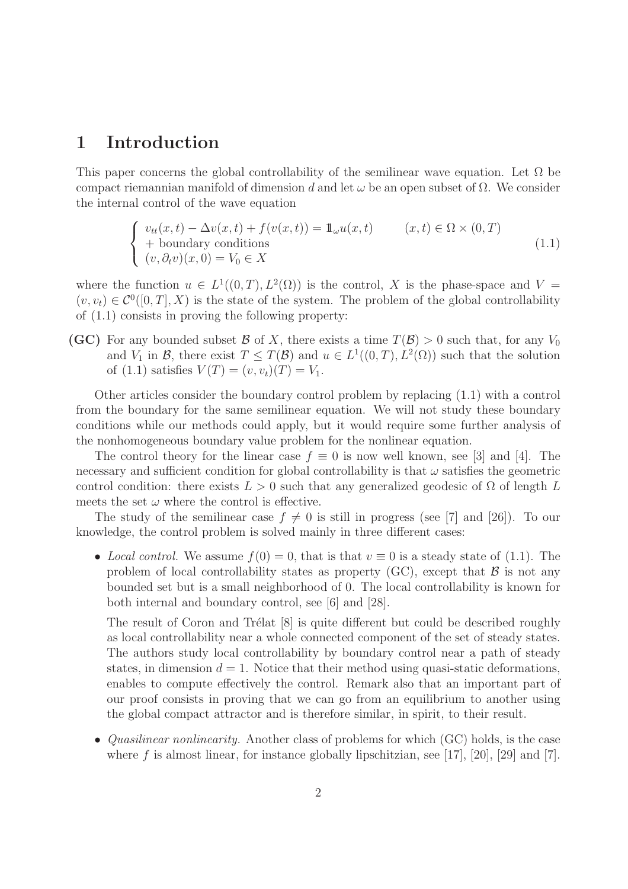# 1 Introduction

This paper concerns the global controllability of the semilinear wave equation. Let $\Omega$ be compact riemannian manifold of dimension $d$ and let $\omega$ be an open subset of $\Omega$. We consider the internal control of the wave equation

$$\left\{ \begin{array}{ll} v_{tt}(x,t) - \Delta v(x,t) + f(v(x,t)) = \mathbb{1}_\omega u(x,t) & (x,t) \in \Omega \times (0,T) \\ + \text{ boundary conditions} & \\ (v, \partial_t v)(x,0) = V_0 \in X & \end{array} \right. \tag{1.1}$$

where the function $u \in L^1((0,T), L^2(\Omega))$ is the control, $X$ is the phase-space and $V = (v, v_t) \in \mathcal{C}^0([0,T], X)$ is the state of the system. The problem of the global controllability of (1.1) consists in proving the following property:

**(GC)** For any bounded subset $\mathcal{B}$ of $X$, there exists a time $T(\mathcal{B}) > 0$ such that, for any $V_0$ and $V_1$ in $\mathcal{B}$, there exist $T \leq T(\mathcal{B})$ and $u \in L^1((0,T), L^2(\Omega))$ such that the solution of (1.1) satisfies $V(T) = (v, v_t)(T) = V_1$.

Other articles consider the boundary control problem by replacing (1.1) with a control from the boundary for the same semilinear equation. We will not study these boundary conditions while our methods could apply, but it would require some further analysis of the nonhomogeneous boundary value problem for the nonlinear equation.

The control theory for the linear case $f \equiv 0$ is now well known, see [3] and [4]. The necessary and sufficient condition for global controllability is that $\omega$ satisfies the geometric control condition: there exists $L > 0$ such that any generalized geodesic of $\Omega$ of length $L$ meets the set $\omega$ where the control is effective.

The study of the semilinear case $f \neq 0$ is still in progress (see [7] and [26]). To our knowledge, the control problem is solved mainly in three different cases:

- *Local control.* We assume $f(0) = 0$, that is that $v \equiv 0$ is a steady state of (1.1). The problem of local controllability states as property (GC), except that $\mathcal{B}$ is not any bounded set but is a small neighborhood of 0. The local controllability is known for both internal and boundary control, see [6] and [28].

  The result of Coron and Trélat [8] is quite different but could be described roughly as local controllability near a whole connected component of the set of steady states. The authors study local controllability by boundary control near a path of steady states, in dimension $d = 1$. Notice that their method using quasi-static deformations, enables to compute effectively the control. Remark also that an important part of our proof consists in proving that we can go from an equilibrium to another using the global compact attractor and is therefore similar, in spirit, to their result.

- *Quasilinear nonlinearity.* Another class of problems for which (GC) holds, is the case where $f$ is almost linear, for instance globally lipschitzian, see [17], [20], [29] and [7].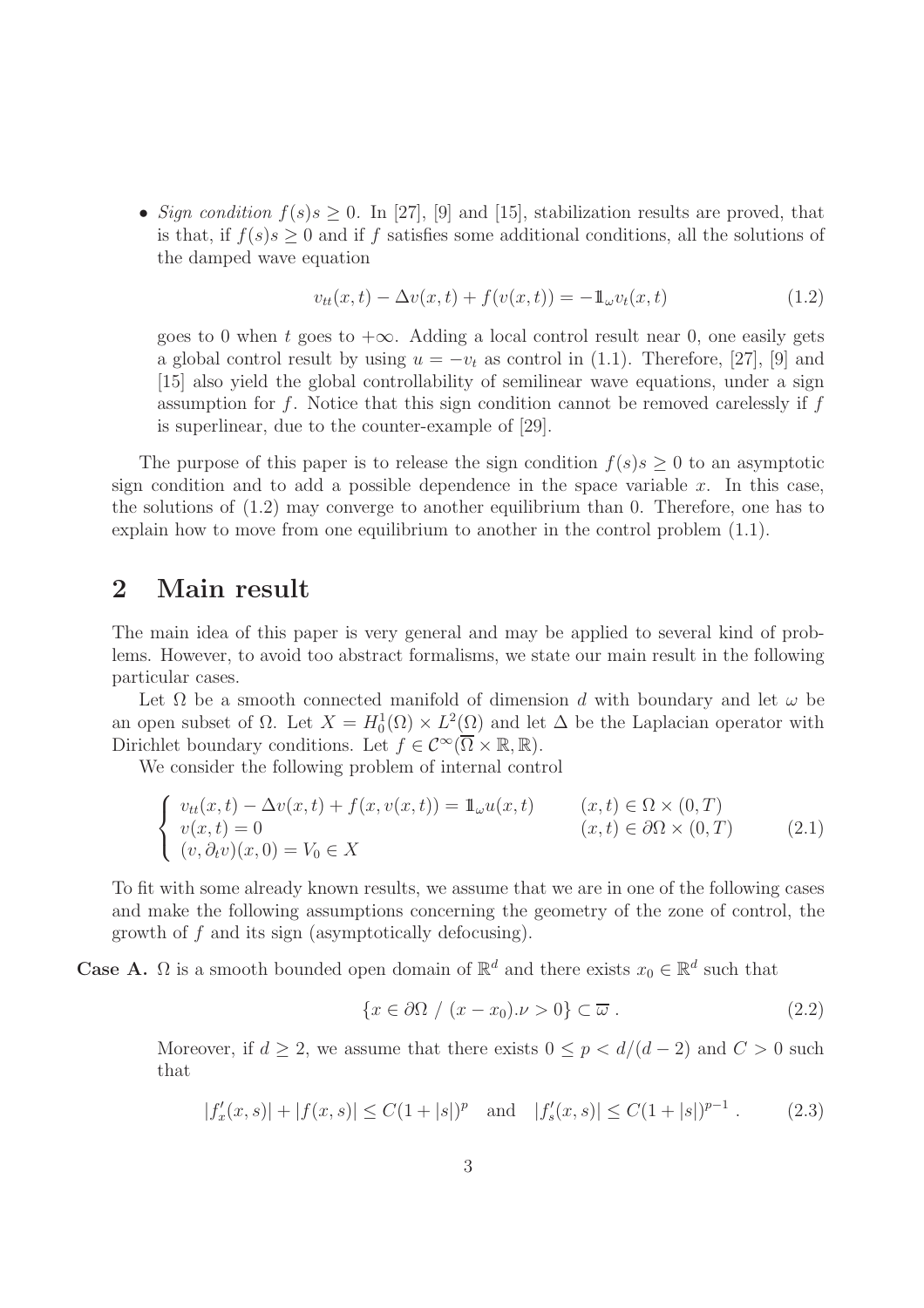- *Sign condition* $f(s)s \geq 0$. In [27], [9] and [15], stabilization results are proved, that is that, if $f(s)s \geq 0$ and if $f$ satisfies some additional conditions, all the solutions of the damped wave equation

$$v_{tt}(x,t) - \Delta v(x,t) + f(v(x,t)) = -\mathbb{1}_\omega v_t(x,t) \tag{1.2}$$

goes to 0 when $t$ goes to $+\infty$. Adding a local control result near 0, one easily gets a global control result by using $u = -v_t$ as control in (1.1). Therefore, [27], [9] and [15] also yield the global controllability of semilinear wave equations, under a sign assumption for $f$. Notice that this sign condition cannot be removed carelessly if $f$ is superlinear, due to the counter-example of [29].

The purpose of this paper is to release the sign condition $f(s)s \geq 0$ to an asymptotic sign condition and to add a possible dependence in the space variable $x$. In this case, the solutions of (1.2) may converge to another equilibrium than 0. Therefore, one has to explain how to move from one equilibrium to another in the control problem (1.1).

# 2 Main result

The main idea of this paper is very general and may be applied to several kind of problems. However, to avoid too abstract formalisms, we state our main result in the following particular cases.

Let $\Omega$ be a smooth connected manifold of dimension $d$ with boundary and let $\omega$ be an open subset of $\Omega$. Let $X = H_0^1(\Omega) \times L^2(\Omega)$ and let $\Delta$ be the Laplacian operator with Dirichlet boundary conditions. Let $f \in \mathcal{C}^\infty(\overline{\Omega} \times \mathbb{R}, \mathbb{R})$.

We consider the following problem of internal control

$$\left\{ \begin{array}{ll} v_{tt}(x,t) - \Delta v(x,t) + f(x, v(x,t)) = \mathbb{1}_\omega u(x,t) & (x,t) \in \Omega \times (0,T) \\ v(x,t) = 0 & (x,t) \in \partial\Omega \times (0,T) \\ (v, \partial_t v)(x,0) = V_0 \in X & \end{array} \right. \tag{2.1}$$

To fit with some already known results, we assume that we are in one of the following cases and make the following assumptions concerning the geometry of the zone of control, the growth of $f$ and its sign (asymptotically defocusing).

**Case A.** $\Omega$ is a smooth bounded open domain of $\mathbb{R}^d$ and there exists $x_0 \in \mathbb{R}^d$ such that

$$\{x \in \partial\Omega \ / \ (x - x_0).\nu > 0\} \subset \overline{\omega} \ . \tag{2.2}$$

Moreover, if $d \geq 2$, we assume that there exists $0 \leq p < d/(d-2)$ and $C > 0$ such that

$$|f'_x(x,s)| + |f(x,s)| \leq C(1 + |s|)^p \quad \text{and} \quad |f'_s(x,s)| \leq C(1 + |s|)^{p-1} \ . \tag{2.3}$$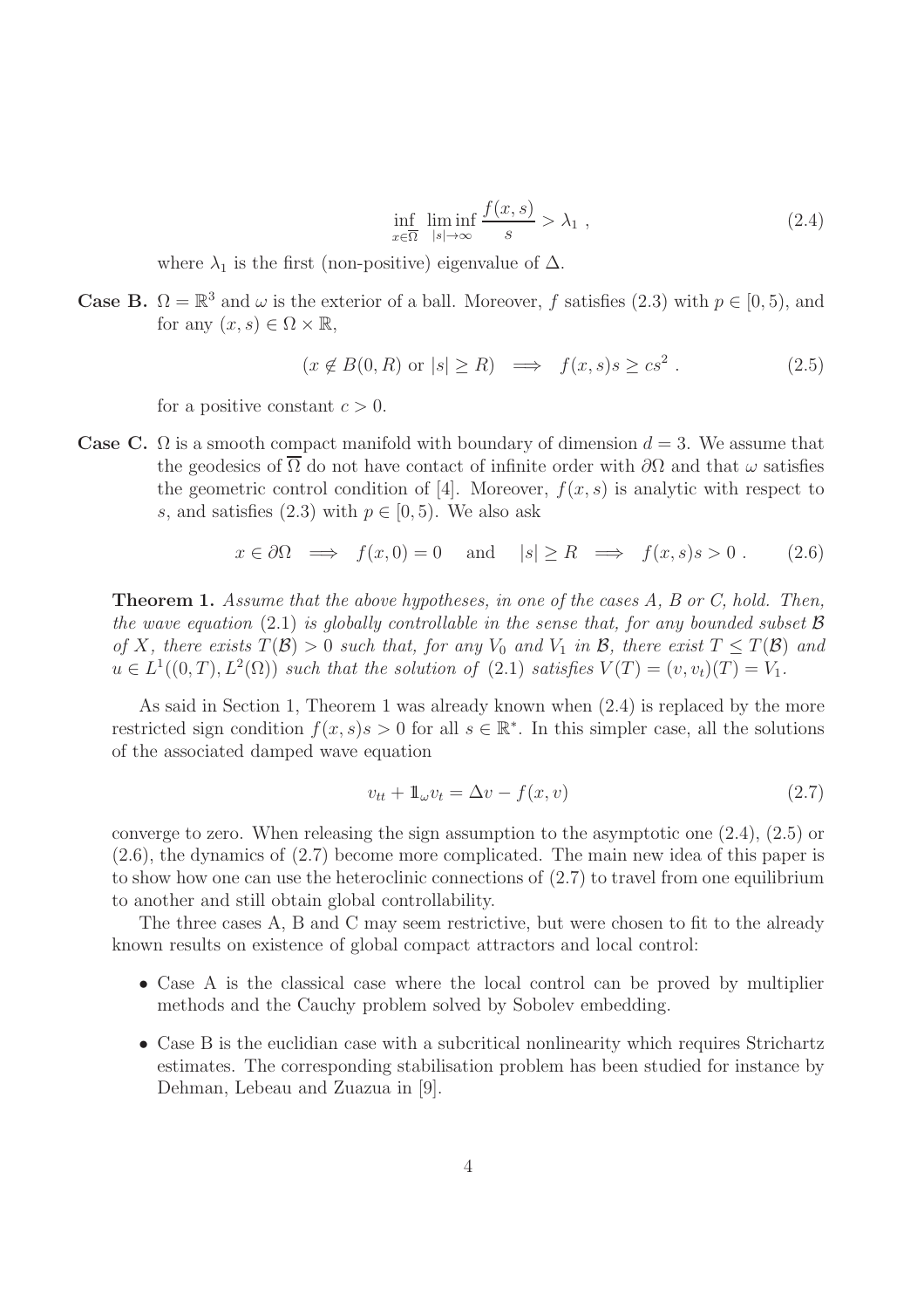$$\inf_{x\in\overline{\Omega}} \liminf_{|s|\to\infty} \frac{f(x,s)}{s} > \lambda_1 \ , \tag{2.4}$$

where $\lambda_1$ is the first (non-positive) eigenvalue of $\Delta$.

**Case B.** $\Omega = \mathbb{R}^3$ and $\omega$ is the exterior of a ball. Moreover, $f$ satisfies (2.3) with $p \in [0, 5)$, and for any $(x, s) \in \Omega \times \mathbb{R}$,

$$(x \notin B(0,R) \text{ or } |s| \geq R) \implies f(x,s)s \geq cs^2 \ . \tag{2.5}$$

for a positive constant $c > 0$.

**Case C.** $\Omega$ is a smooth compact manifold with boundary of dimension $d = 3$. We assume that the geodesics of $\overline{\Omega}$ do not have contact of infinite order with $\partial\Omega$ and that $\omega$ satisfies the geometric control condition of [4]. Moreover, $f(x, s)$ is analytic with respect to $s$, and satisfies (2.3) with $p \in [0, 5)$. We also ask

$$x \in \partial\Omega \implies f(x,0) = 0 \quad \text{and} \quad |s| \geq R \implies f(x,s)s > 0 \ . \tag{2.6}$$

**Theorem 1.** *Assume that the above hypotheses, in one of the cases A, B or C, hold. Then, the wave equation* (2.1) *is globally controllable in the sense that, for any bounded subset $\mathcal{B}$ of $X$, there exists $T(\mathcal{B}) > 0$ such that, for any $V_0$ and $V_1$ in $\mathcal{B}$, there exist $T \leq T(\mathcal{B})$ and $u \in L^1((0,T), L^2(\Omega))$ such that the solution of* (2.1) *satisfies $V(T) = (v, v_t)(T) = V_1$.*

As said in Section 1, Theorem 1 was already known when (2.4) is replaced by the more restricted sign condition $f(x, s)s > 0$ for all $s \in \mathbb{R}^*$. In this simpler case, all the solutions of the associated damped wave equation

$$v_{tt} + \mathbb{1}_\omega v_t = \Delta v - f(x, v) \tag{2.7}$$

converge to zero. When releasing the sign assumption to the asymptotic one (2.4), (2.5) or (2.6), the dynamics of (2.7) become more complicated. The main new idea of this paper is to show how one can use the heteroclinic connections of (2.7) to travel from one equilibrium to another and still obtain global controllability.

The three cases A, B and C may seem restrictive, but were chosen to fit to the already known results on existence of global compact attractors and local control:

- Case A is the classical case where the local control can be proved by multiplier methods and the Cauchy problem solved by Sobolev embedding.
- Case B is the euclidian case with a subcritical nonlinearity which requires Strichartz estimates. The corresponding stabilisation problem has been studied for instance by Dehman, Lebeau and Zuazua in [9].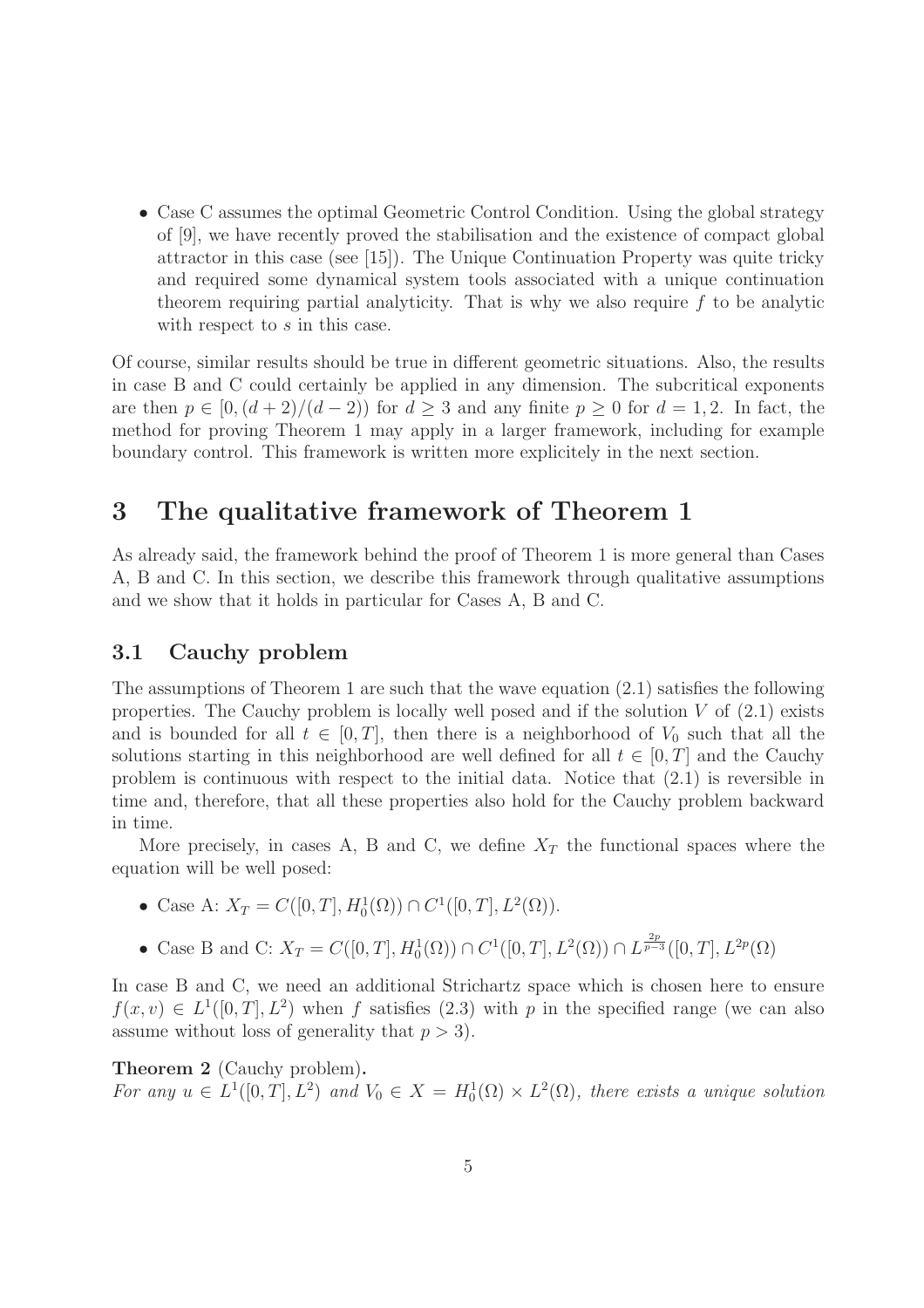- Case C assumes the optimal Geometric Control Condition. Using the global strategy of [9], we have recently proved the stabilisation and the existence of compact global attractor in this case (see [15]). The Unique Continuation Property was quite tricky and required some dynamical system tools associated with a unique continuation theorem requiring partial analyticity. That is why we also require $f$ to be analytic with respect to $s$ in this case.

Of course, similar results should be true in different geometric situations. Also, the results in case B and C could certainly be applied in any dimension. The subcritical exponents are then $p \in [0,(d+2)/(d-2))$ for $d \geq 3$ and any finite $p \geq 0$ for $d = 1, 2$. In fact, the method for proving Theorem 1 may apply in a larger framework, including for example boundary control. This framework is written more explicitely in the next section.

# 3 The qualitative framework of Theorem 1

As already said, the framework behind the proof of Theorem 1 is more general than Cases A, B and C. In this section, we describe this framework through qualitative assumptions and we show that it holds in particular for Cases A, B and C.

## 3.1 Cauchy problem

The assumptions of Theorem 1 are such that the wave equation (2.1) satisfies the following properties. The Cauchy problem is locally well posed and if the solution $V$ of (2.1) exists and is bounded for all $t \in [0,T]$, then there is a neighborhood of $V_0$ such that all the solutions starting in this neighborhood are well defined for all $t \in [0,T]$ and the Cauchy problem is continuous with respect to the initial data. Notice that (2.1) is reversible in time and, therefore, that all these properties also hold for the Cauchy problem backward in time.

More precisely, in cases A, B and C, we define $X_T$ the functional spaces where the equation will be well posed:

- Case A: $X_T = C([0,T], H_0^1(\Omega)) \cap C^1([0,T], L^2(\Omega))$.
- Case B and C: $X_T = C([0,T], H_0^1(\Omega)) \cap C^1([0,T], L^2(\Omega)) \cap L^{\frac{2p}{p-3}}([0,T], L^{2p}(\Omega)$

In case B and C, we need an additional Strichartz space which is chosen here to ensure $f(x,v) \in L^1([0,T], L^2)$ when $f$ satisfies (2.3) with $p$ in the specified range (we can also assume without loss of generality that $p > 3$).

**Theorem 2** (Cauchy problem)**.**
*For any $u \in L^1([0,T], L^2)$ and $V_0 \in X = H_0^1(\Omega) \times L^2(\Omega)$, there exists a unique solution*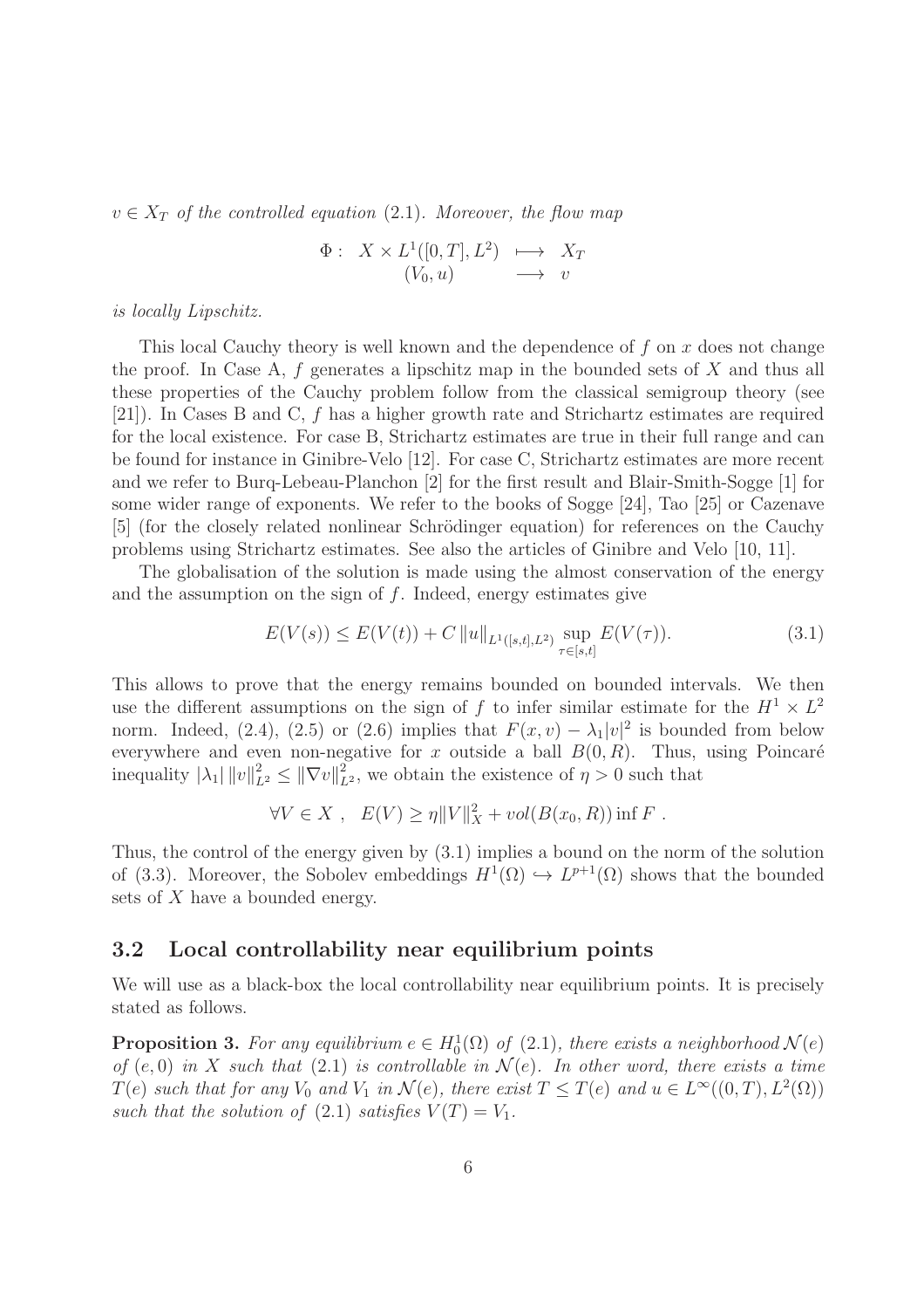$v \in X_T$ *of the controlled equation* (2.1)*. Moreover, the flow map*

$$\Phi : \begin{array}{ccc} X \times L^1([0,T], L^2) & \longmapsto & X_T \\ (V_0, u) & \longrightarrow & v \end{array}$$

*is locally Lipschitz.*

This local Cauchy theory is well known and the dependence of $f$ on $x$ does not change the proof. In Case A, $f$ generates a lipschitz map in the bounded sets of $X$ and thus all these properties of the Cauchy problem follow from the classical semigroup theory (see [21]). In Cases B and C, $f$ has a higher growth rate and Strichartz estimates are required for the local existence. For case B, Strichartz estimates are true in their full range and can be found for instance in Ginibre-Velo [12]. For case C, Strichartz estimates are more recent and we refer to Burq-Lebeau-Planchon [2] for the first result and Blair-Smith-Sogge [1] for some wider range of exponents. We refer to the books of Sogge [24], Tao [25] or Cazenave [5] (for the closely related nonlinear Schrödinger equation) for references on the Cauchy problems using Strichartz estimates. See also the articles of Ginibre and Velo [10, 11].

The globalisation of the solution is made using the almost conservation of the energy and the assumption on the sign of $f$. Indeed, energy estimates give

$$E(V(s)) \leq E(V(t)) + C \|u\|_{L^1([s,t],L^2)} \sup_{\tau \in [s,t]} E(V(\tau)). \tag{3.1}$$

This allows to prove that the energy remains bounded on bounded intervals. We then use the different assumptions on the sign of $f$ to infer similar estimate for the $H^1 \times L^2$ norm. Indeed, (2.4), (2.5) or (2.6) implies that $F(x,v) - \lambda_1 |v|^2$ is bounded from below everywhere and even non-negative for $x$ outside a ball $B(0,R)$. Thus, using Poincaré inequality $|\lambda_1| \|v\|_{L^2}^2 \leq \|\nabla v\|_{L^2}^2$, we obtain the existence of $\eta > 0$ such that

$$\forall V \in X \ , \quad E(V) \geq \eta \|V\|_X^2 + vol(B(x_0,R)) \inf F \ .$$

Thus, the control of the energy given by (3.1) implies a bound on the norm of the solution of (3.3). Moreover, the Sobolev embeddings $H^1(\Omega) \hookrightarrow L^{p+1}(\Omega)$ shows that the bounded sets of $X$ have a bounded energy.

## 3.2 Local controllability near equilibrium points

We will use as a black-box the local controllability near equilibrium points. It is precisely stated as follows.

**Proposition 3.** *For any equilibrium $e \in H_0^1(\Omega)$ of* (2.1)*, there exists a neighborhood $\mathcal{N}(e)$ of $(e,0)$ in $X$ such that* (2.1) *is controllable in $\mathcal{N}(e)$. In other word, there exists a time $T(e)$ such that for any $V_0$ and $V_1$ in $\mathcal{N}(e)$, there exist $T \leq T(e)$ and $u \in L^\infty((0,T), L^2(\Omega))$ such that the solution of* (2.1) *satisfies $V(T) = V_1$.*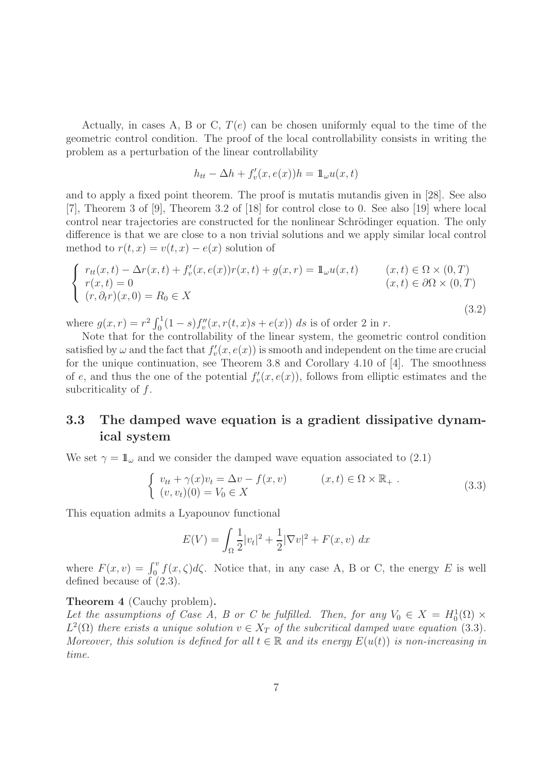Actually, in cases A, B or C, $T(e)$ can be chosen uniformly equal to the time of the geometric control condition. The proof of the local controllability consists in writing the problem as a perturbation of the linear controllability

$$h_{tt} - \Delta h + f'_v(x, e(x))h = \mathbb{1}_\omega u(x, t)$$

and to apply a fixed point theorem. The proof is mutatis mutandis given in [28]. See also [7], Theorem 3 of [9], Theorem 3.2 of [18] for control close to 0. See also [19] where local control near trajectories are constructed for the nonlinear Schrödinger equation. The only difference is that we are close to a non trivial solutions and we apply similar local control method to $r(t, x) = v(t, x) - e(x)$ solution of

$$\begin{cases} r_{tt}(x,t) - \Delta r(x,t) + f'_v(x, e(x))r(x,t) + g(x,r) = \mathbb{1}_\omega u(x,t) & (x,t) \in \Omega \times (0,T) \\ r(x,t) = 0 & (x,t) \in \partial\Omega \times (0,T) \\ (r, \partial_t r)(x, 0) = R_0 \in X \end{cases} \tag{3.2}$$

where $g(x, r) = r^2 \int_0^1 (1 - s) f''_v(x, r(t, x)s + e(x))\, ds$ is of order 2 in $r$.

Note that for the controllability of the linear system, the geometric control condition satisfied by $\omega$ and the fact that $f'_v(x, e(x))$ is smooth and independent on the time are crucial for the unique continuation, see Theorem 3.8 and Corollary 4.10 of [4]. The smoothness of $e$, and thus the one of the potential $f'_v(x, e(x))$, follows from elliptic estimates and the subcriticality of $f$.

### 3.3 The damped wave equation is a gradient dissipative dynamical system

We set $\gamma = \mathbb{1}_\omega$ and we consider the damped wave equation associated to (2.1)

$$\begin{cases} v_{tt} + \gamma(x)v_t = \Delta v - f(x, v) & (x,t) \in \Omega \times \mathbb{R}_+ \, . \\ (v, v_t)(0) = V_0 \in X \end{cases} \tag{3.3}$$

This equation admits a Lyapounov functional

$$E(V) = \int_\Omega \frac{1}{2}|v_t|^2 + \frac{1}{2}|\nabla v|^2 + F(x, v)\, dx$$

where $F(x, v) = \int_0^v f(x, \zeta) d\zeta$. Notice that, in any case A, B or C, the energy $E$ is well defined because of (2.3).

**Theorem 4** (Cauchy problem)**.**
*Let the assumptions of Case A, B or C be fulfilled. Then, for any $V_0 \in X = H^1_0(\Omega) \times L^2(\Omega)$ there exists a unique solution $v \in X_T$ of the subcritical damped wave equation (3.3). Moreover, this solution is defined for all $t \in \mathbb{R}$ and its energy $E(u(t))$ is non-increasing in time.*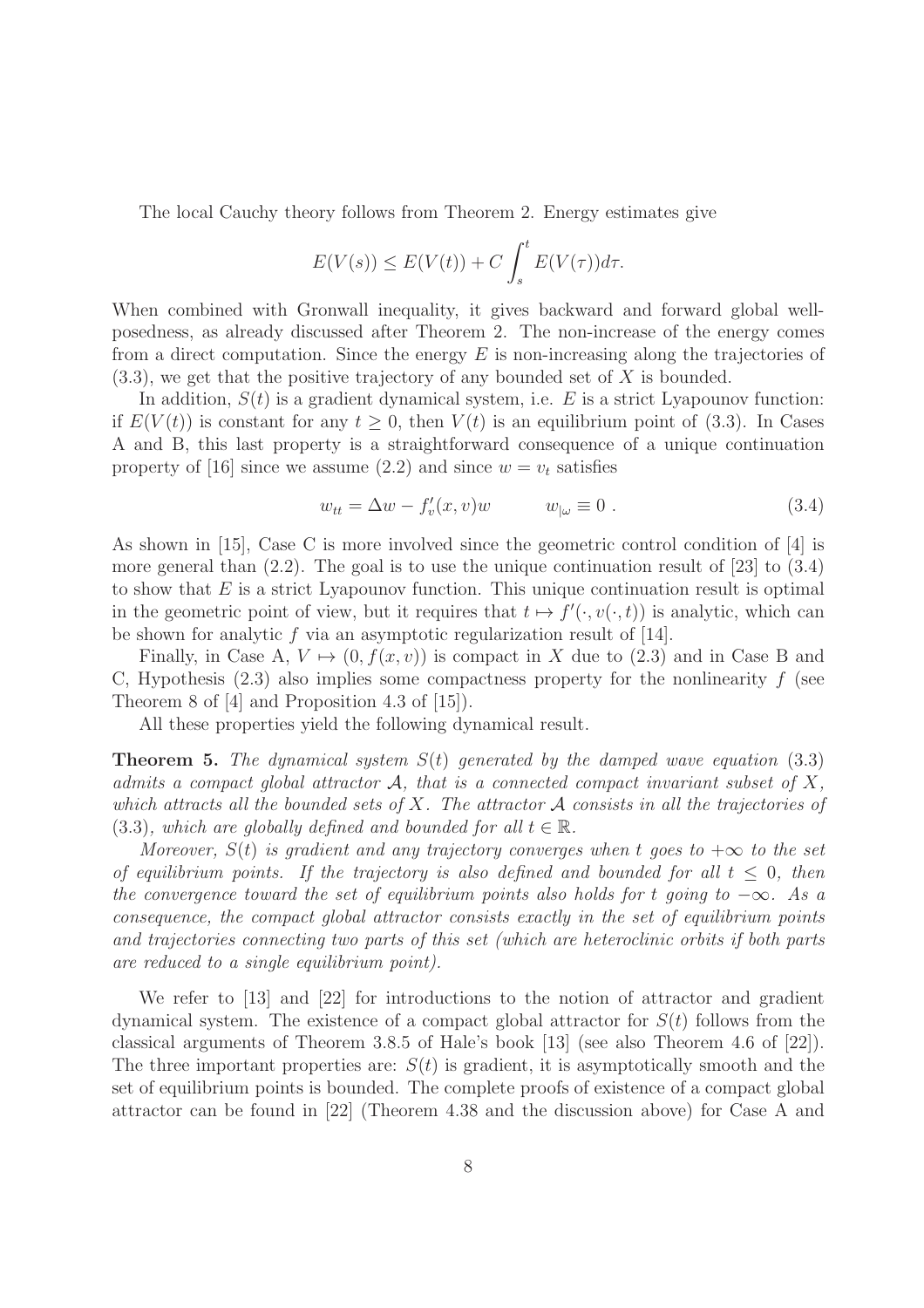The local Cauchy theory follows from Theorem 2. Energy estimates give

$$E(V(s)) \leq E(V(t)) + C \int_s^t E(V(\tau)) d\tau.$$

When combined with Gronwall inequality, it gives backward and forward global well-posedness, as already discussed after Theorem 2. The non-increase of the energy comes from a direct computation. Since the energy $E$ is non-increasing along the trajectories of (3.3), we get that the positive trajectory of any bounded set of $X$ is bounded.

In addition, $S(t)$ is a gradient dynamical system, i.e. $E$ is a strict Lyapounov function: if $E(V(t))$ is constant for any $t \geq 0$, then $V(t)$ is an equilibrium point of (3.3). In Cases A and B, this last property is a straightforward consequence of a unique continuation property of [16] since we assume (2.2) and since $w = v_t$ satisfies

$$w_{tt} = \Delta w - f'_v(x, v)w \qquad w_{|\omega} \equiv 0 \; . \tag{3.4}$$

As shown in [15], Case C is more involved since the geometric control condition of [4] is more general than (2.2). The goal is to use the unique continuation result of [23] to (3.4) to show that $E$ is a strict Lyapounov function. This unique continuation result is optimal in the geometric point of view, but it requires that $t \mapsto f'(\cdot, v(\cdot, t))$ is analytic, which can be shown for analytic $f$ via an asymptotic regularization result of [14].

Finally, in Case A, $V \mapsto (0, f(x, v))$ is compact in $X$ due to (2.3) and in Case B and C, Hypothesis (2.3) also implies some compactness property for the nonlinearity $f$ (see Theorem 8 of [4] and Proposition 4.3 of [15]).

All these properties yield the following dynamical result.

**Theorem 5.** *The dynamical system $S(t)$ generated by the damped wave equation* (3.3) *admits a compact global attractor $\mathcal{A}$, that is a connected compact invariant subset of $X$, which attracts all the bounded sets of $X$. The attractor $\mathcal{A}$ consists in all the trajectories of* (3.3)*, which are globally defined and bounded for all $t \in \mathbb{R}$.*

*Moreover, $S(t)$ is gradient and any trajectory converges when $t$ goes to $+\infty$ to the set of equilibrium points. If the trajectory is also defined and bounded for all $t \leq 0$, then the convergence toward the set of equilibrium points also holds for $t$ going to $-\infty$. As a consequence, the compact global attractor consists exactly in the set of equilibrium points and trajectories connecting two parts of this set (which are heteroclinic orbits if both parts are reduced to a single equilibrium point).*

We refer to [13] and [22] for introductions to the notion of attractor and gradient dynamical system. The existence of a compact global attractor for $S(t)$ follows from the classical arguments of Theorem 3.8.5 of Hale's book [13] (see also Theorem 4.6 of [22]). The three important properties are: $S(t)$ is gradient, it is asymptotically smooth and the set of equilibrium points is bounded. The complete proofs of existence of a compact global attractor can be found in [22] (Theorem 4.38 and the discussion above) for Case A and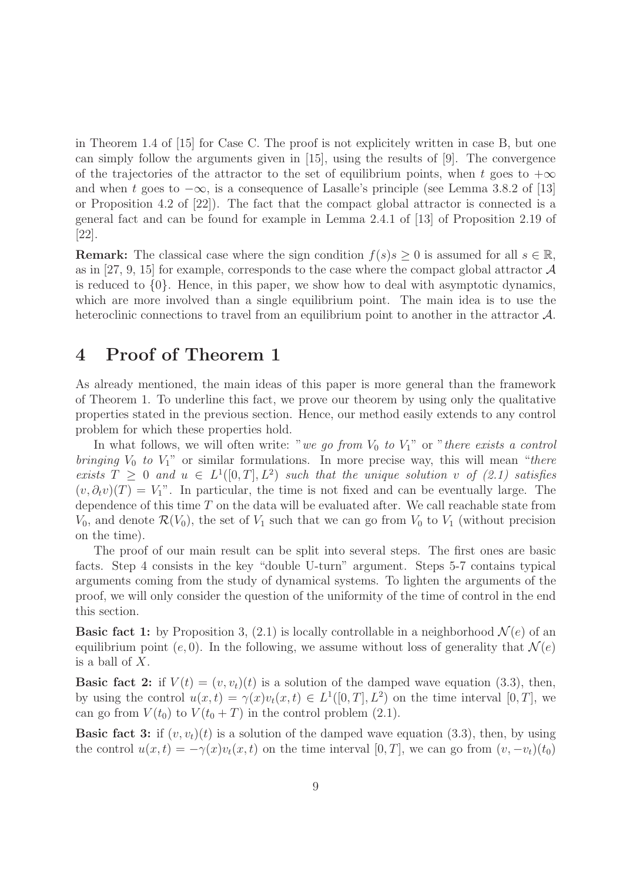in Theorem 1.4 of [15] for Case C. The proof is not explicitely written in case B, but one can simply follow the arguments given in [15], using the results of [9]. The convergence of the trajectories of the attractor to the set of equilibrium points, when $t$ goes to $+\infty$ and when $t$ goes to $-\infty$, is a consequence of Lasalle's principle (see Lemma 3.8.2 of [13] or Proposition 4.2 of [22]). The fact that the compact global attractor is connected is a general fact and can be found for example in Lemma 2.4.1 of [13] of Proposition 2.19 of [22].

**Remark:** The classical case where the sign condition $f(s)s \geq 0$ is assumed for all $s \in \mathbb{R}$, as in [27, 9, 15] for example, corresponds to the case where the compact global attractor $\mathcal{A}$ is reduced to $\{0\}$. Hence, in this paper, we show how to deal with asymptotic dynamics, which are more involved than a single equilibrium point. The main idea is to use the heteroclinic connections to travel from an equilibrium point to another in the attractor $\mathcal{A}$.

# 4 Proof of Theorem 1

As already mentioned, the main ideas of this paper is more general than the framework of Theorem 1. To underline this fact, we prove our theorem by using only the qualitative properties stated in the previous section. Hence, our method easily extends to any control problem for which these properties hold.

In what follows, we will often write: "*we go from $V_0$ to $V_1$*" or "*there exists a control bringing $V_0$ to $V_1$*" or similar formulations. In more precise way, this will mean "*there exists $T \geq 0$ and $u \in L^1([0,T], L^2)$ such that the unique solution $v$ of (2.1) satisfies $(v, \partial_t v)(T) = V_1$*". In particular, the time is not fixed and can be eventually large. The dependence of this time $T$ on the data will be evaluated after. We call reachable state from $V_0$, and denote $\mathcal{R}(V_0)$, the set of $V_1$ such that we can go from $V_0$ to $V_1$ (without precision on the time).

The proof of our main result can be split into several steps. The first ones are basic facts. Step 4 consists in the key "double U-turn" argument. Steps 5-7 contains typical arguments coming from the study of dynamical systems. To lighten the arguments of the proof, we will only consider the question of the uniformity of the time of control in the end this section.

**Basic fact 1:** by Proposition 3, (2.1) is locally controllable in a neighborhood $\mathcal{N}(e)$ of an equilibrium point $(e, 0)$. In the following, we assume without loss of generality that $\mathcal{N}(e)$ is a ball of $X$.

**Basic fact 2:** if $V(t) = (v, v_t)(t)$ is a solution of the damped wave equation (3.3), then, by using the control $u(x,t) = \gamma(x)v_t(x,t) \in L^1([0,T], L^2)$ on the time interval $[0,T]$, we can go from $V(t_0)$ to $V(t_0+T)$ in the control problem (2.1).

**Basic fact 3:** if $(v, v_t)(t)$ is a solution of the damped wave equation (3.3), then, by using the control $u(x,t) = -\gamma(x)v_t(x,t)$ on the time interval $[0,T]$, we can go from $(v, -v_t)(t_0)$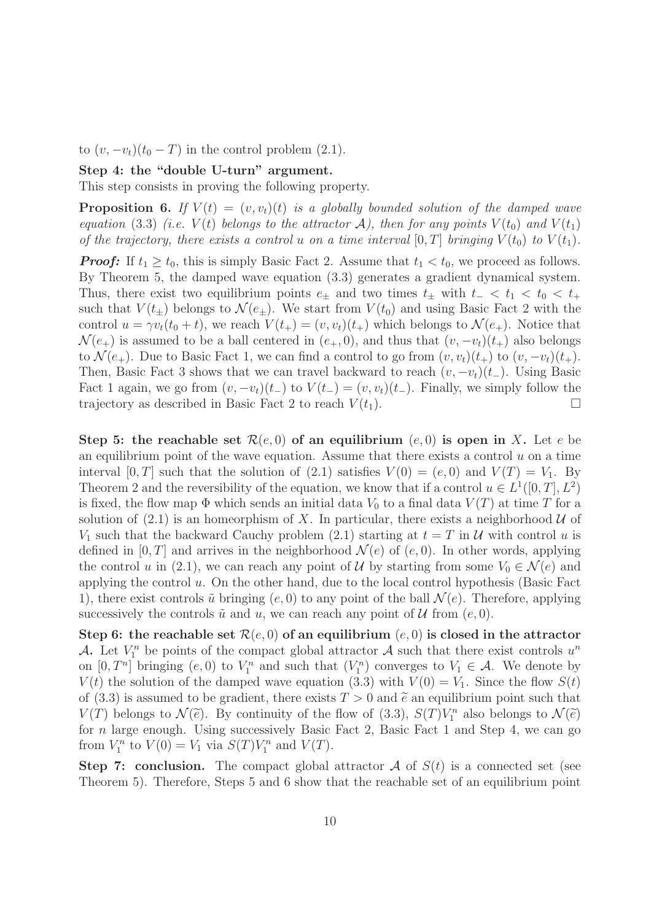to $(v, -v_t)(t_0 - T)$ in the control problem (2.1).

**Step 4: the "double U-turn" argument.**
This step consists in proving the following property.

**Proposition 6.** *If $V(t) = (v, v_t)(t)$ is a globally bounded solution of the damped wave equation* (3.3) *(i.e. $V(t)$ belongs to the attractor $\mathcal{A}$), then for any points $V(t_0)$ and $V(t_1)$ of the trajectory, there exists a control $u$ on a time interval $[0, T]$ bringing $V(t_0)$ to $V(t_1)$.*

***Proof:*** If $t_1 \geq t_0$, this is simply Basic Fact 2. Assume that $t_1 < t_0$, we proceed as follows. By Theorem 5, the damped wave equation (3.3) generates a gradient dynamical system. Thus, there exist two equilibrium points $e_\pm$ and two times $t_\pm$ with $t_- < t_1 < t_0 < t_+$ such that $V(t_\pm)$ belongs to $\mathcal{N}(e_\pm)$. We start from $V(t_0)$ and using Basic Fact 2 with the control $u = \gamma v_t(t_0 + t)$, we reach $V(t_+) = (v, v_t)(t_+)$ which belongs to $\mathcal{N}(e_+)$. Notice that $\mathcal{N}(e_+)$ is assumed to be a ball centered in $(e_+, 0)$, and thus that $(v, -v_t)(t_+)$ also belongs to $\mathcal{N}(e_+)$. Due to Basic Fact 1, we can find a control to go from $(v, v_t)(t_+)$ to $(v, -v_t)(t_+)$. Then, Basic Fact 3 shows that we can travel backward to reach $(v, -v_t)(t_-)$. Using Basic Fact 1 again, we go from $(v, -v_t)(t_-)$ to $V(t_-) = (v, v_t)(t_-)$. Finally, we simply follow the trajectory as described in Basic Fact 2 to reach $V(t_1)$. $\square$

**Step 5: the reachable set $\mathcal{R}(e, 0)$ of an equilibrium $(e, 0)$ is open in $X$.** Let $e$ be an equilibrium point of the wave equation. Assume that there exists a control $u$ on a time interval $[0, T]$ such that the solution of (2.1) satisfies $V(0) = (e, 0)$ and $V(T) = V_1$. By Theorem 2 and the reversibility of the equation, we know that if a control $u \in L^1([0, T], L^2)$ is fixed, the flow map $\Phi$ which sends an initial data $V_0$ to a final data $V(T)$ at time $T$ for a solution of (2.1) is an homeorphism of $X$. In particular, there exists a neighborhood $\mathcal{U}$ of $V_1$ such that the backward Cauchy problem (2.1) starting at $t = T$ in $\mathcal{U}$ with control $u$ is defined in $[0, T]$ and arrives in the neighborhood $\mathcal{N}(e)$ of $(e, 0)$. In other words, applying the control $u$ in (2.1), we can reach any point of $\mathcal{U}$ by starting from some $V_0 \in \mathcal{N}(e)$ and applying the control $u$. On the other hand, due to the local control hypothesis (Basic Fact 1), there exist controls $\tilde{u}$ bringing $(e, 0)$ to any point of the ball $\mathcal{N}(e)$. Therefore, applying successively the controls $\tilde{u}$ and $u$, we can reach any point of $\mathcal{U}$ from $(e, 0)$.

**Step 6: the reachable set $\mathcal{R}(e, 0)$ of an equilibrium $(e, 0)$ is closed in the attractor $\mathcal{A}$.** Let $V_1^n$ be points of the compact global attractor $\mathcal{A}$ such that there exist controls $u^n$ on $[0, T^n]$ bringing $(e, 0)$ to $V_1^n$ and such that $(V_1^n)$ converges to $V_1 \in \mathcal{A}$. We denote by $V(t)$ the solution of the damped wave equation (3.3) with $V(0) = V_1$. Since the flow $S(t)$ of (3.3) is assumed to be gradient, there exists $T > 0$ and $\widetilde{e}$ an equilibrium point such that $V(T)$ belongs to $\mathcal{N}(\widetilde{e})$. By continuity of the flow of (3.3), $S(T)V_1^n$ also belongs to $\mathcal{N}(\widetilde{e})$ for $n$ large enough. Using successively Basic Fact 2, Basic Fact 1 and Step 4, we can go from $V_1^n$ to $V(0) = V_1$ via $S(T)V_1^n$ and $V(T)$.

**Step 7: conclusion.** The compact global attractor $\mathcal{A}$ of $S(t)$ is a connected set (see Theorem 5). Therefore, Steps 5 and 6 show that the reachable set of an equilibrium point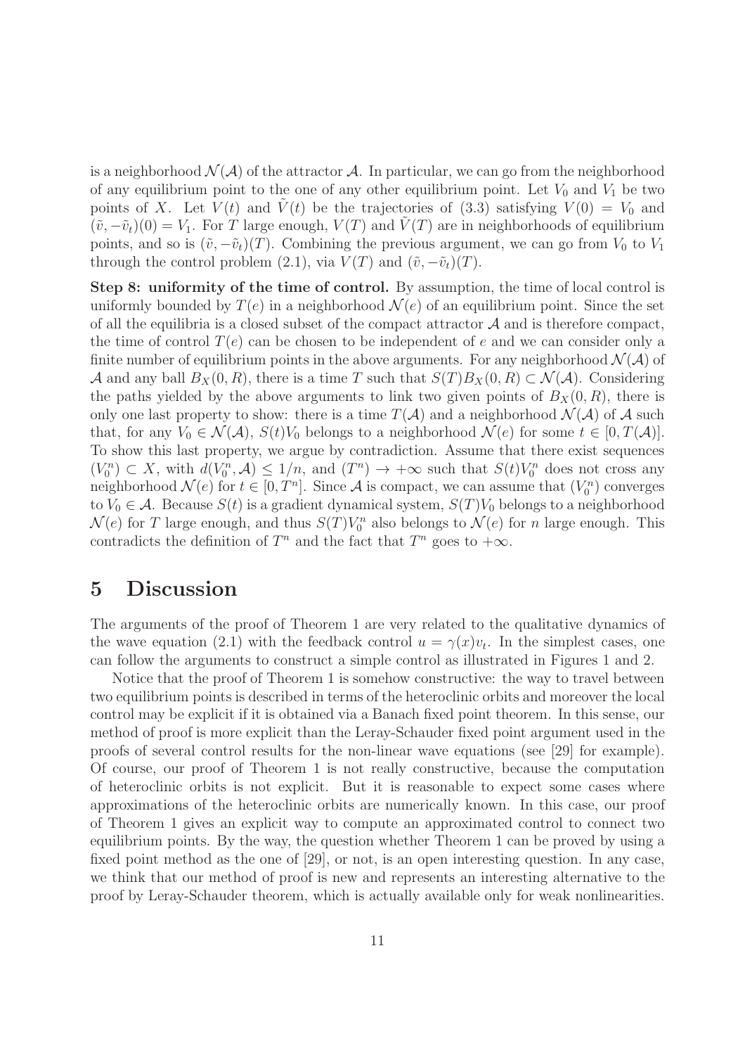is a neighborhood $\mathcal{N}(\mathcal{A})$ of the attractor $\mathcal{A}$. In particular, we can go from the neighborhood of any equilibrium point to the one of any other equilibrium point. Let $V_0$ and $V_1$ be two points of $X$. Let $V(t)$ and $\tilde{V}(t)$ be the trajectories of (3.3) satisfying $V(0) = V_0$ and $(\tilde{v}, -\tilde{v}_t)(0) = V_1$. For $T$ large enough, $V(T)$ and $\tilde{V}(T)$ are in neighborhoods of equilibrium points, and so is $(\tilde{v}, -\tilde{v}_t)(T)$. Combining the previous argument, we can go from $V_0$ to $V_1$ through the control problem (2.1), via $V(T)$ and $(\tilde{v}, -\tilde{v}_t)(T)$.

**Step 8: uniformity of the time of control.** By assumption, the time of local control is uniformly bounded by $T(e)$ in a neighborhood $\mathcal{N}(e)$ of an equilibrium point. Since the set of all the equilibria is a closed subset of the compact attractor $\mathcal{A}$ and is therefore compact, the time of control $T(e)$ can be chosen to be independent of $e$ and we can consider only a finite number of equilibrium points in the above arguments. For any neighborhood $\mathcal{N}(\mathcal{A})$ of $\mathcal{A}$ and any ball $B_X(0, R)$, there is a time $T$ such that $S(T)B_X(0, R) \subset \mathcal{N}(\mathcal{A})$. Considering the paths yielded by the above arguments to link two given points of $B_X(0, R)$, there is only one last property to show: there is a time $T(\mathcal{A})$ and a neighborhood $\mathcal{N}(\mathcal{A})$ of $\mathcal{A}$ such that, for any $V_0 \in \mathcal{N}(\mathcal{A})$, $S(t)V_0$ belongs to a neighborhood $\mathcal{N}(e)$ for some $t \in [0, T(\mathcal{A})]$. To show this last property, we argue by contradiction. Assume that there exist sequences $(V_0^n) \subset X$, with $d(V_0^n, \mathcal{A}) \leq 1/n$, and $(T^n) \to +\infty$ such that $S(t)V_0^n$ does not cross any neighborhood $\mathcal{N}(e)$ for $t \in [0, T^n]$. Since $\mathcal{A}$ is compact, we can assume that $(V_0^n)$ converges to $V_0 \in \mathcal{A}$. Because $S(t)$ is a gradient dynamical system, $S(T)V_0$ belongs to a neighborhood $\mathcal{N}(e)$ for $T$ large enough, and thus $S(T)V_0^n$ also belongs to $\mathcal{N}(e)$ for $n$ large enough. This contradicts the definition of $T^n$ and the fact that $T^n$ goes to $+\infty$.

# 5 Discussion

The arguments of the proof of Theorem 1 are very related to the qualitative dynamics of the wave equation (2.1) with the feedback control $u = \gamma(x)v_t$. In the simplest cases, one can follow the arguments to construct a simple control as illustrated in Figures 1 and 2.

Notice that the proof of Theorem 1 is somehow constructive: the way to travel between two equilibrium points is described in terms of the heteroclinic orbits and moreover the local control may be explicit if it is obtained via a Banach fixed point theorem. In this sense, our method of proof is more explicit than the Leray-Schauder fixed point argument used in the proofs of several control results for the non-linear wave equations (see [29] for example). Of course, our proof of Theorem 1 is not really constructive, because the computation of heteroclinic orbits is not explicit. But it is reasonable to expect some cases where approximations of the heteroclinic orbits are numerically known. In this case, our proof of Theorem 1 gives an explicit way to compute an approximated control to connect two equilibrium points. By the way, the question whether Theorem 1 can be proved by using a fixed point method as the one of [29], or not, is an open interesting question. In any case, we think that our method of proof is new and represents an interesting alternative to the proof by Leray-Schauder theorem, which is actually available only for weak nonlinearities.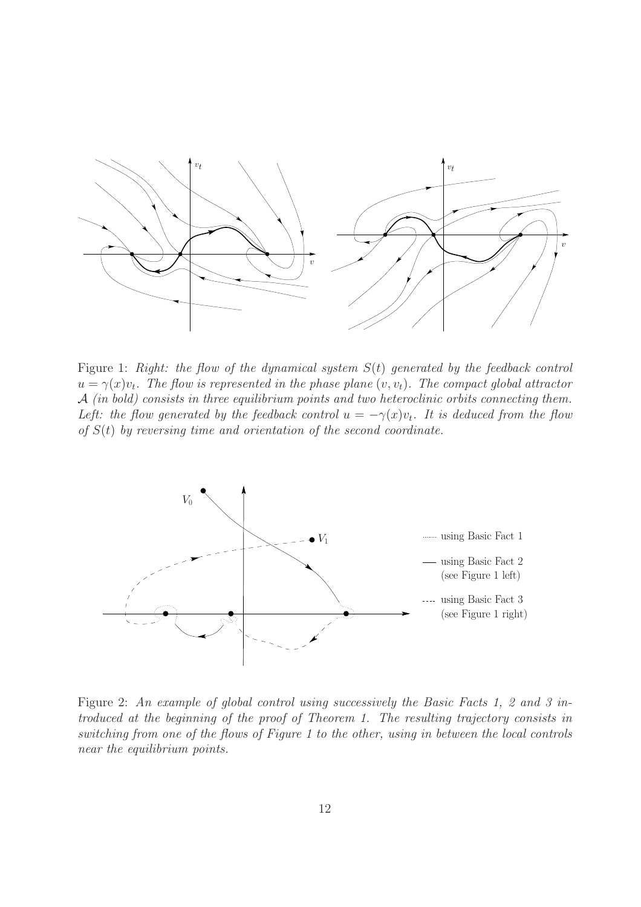Figure 1: *Right: the flow of the dynamical system $S(t)$ generated by the feedback control $u = \gamma(x)v_t$. The flow is represented in the phase plane $(v, v_t)$. The compact global attractor $\mathcal{A}$ (in bold) consists in three equilibrium points and two heteroclinic orbits connecting them. Left: the flow generated by the feedback control $u = -\gamma(x)v_t$. It is deduced from the flow of $S(t)$ by reversing time and orientation of the second coordinate.*

Figure 2: *An example of global control using successively the Basic Facts 1, 2 and 3 introduced at the beginning of the proof of Theorem 1. The resulting trajectory consists in switching from one of the flows of Figure 1 to the other, using in between the local controls near the equilibrium points.*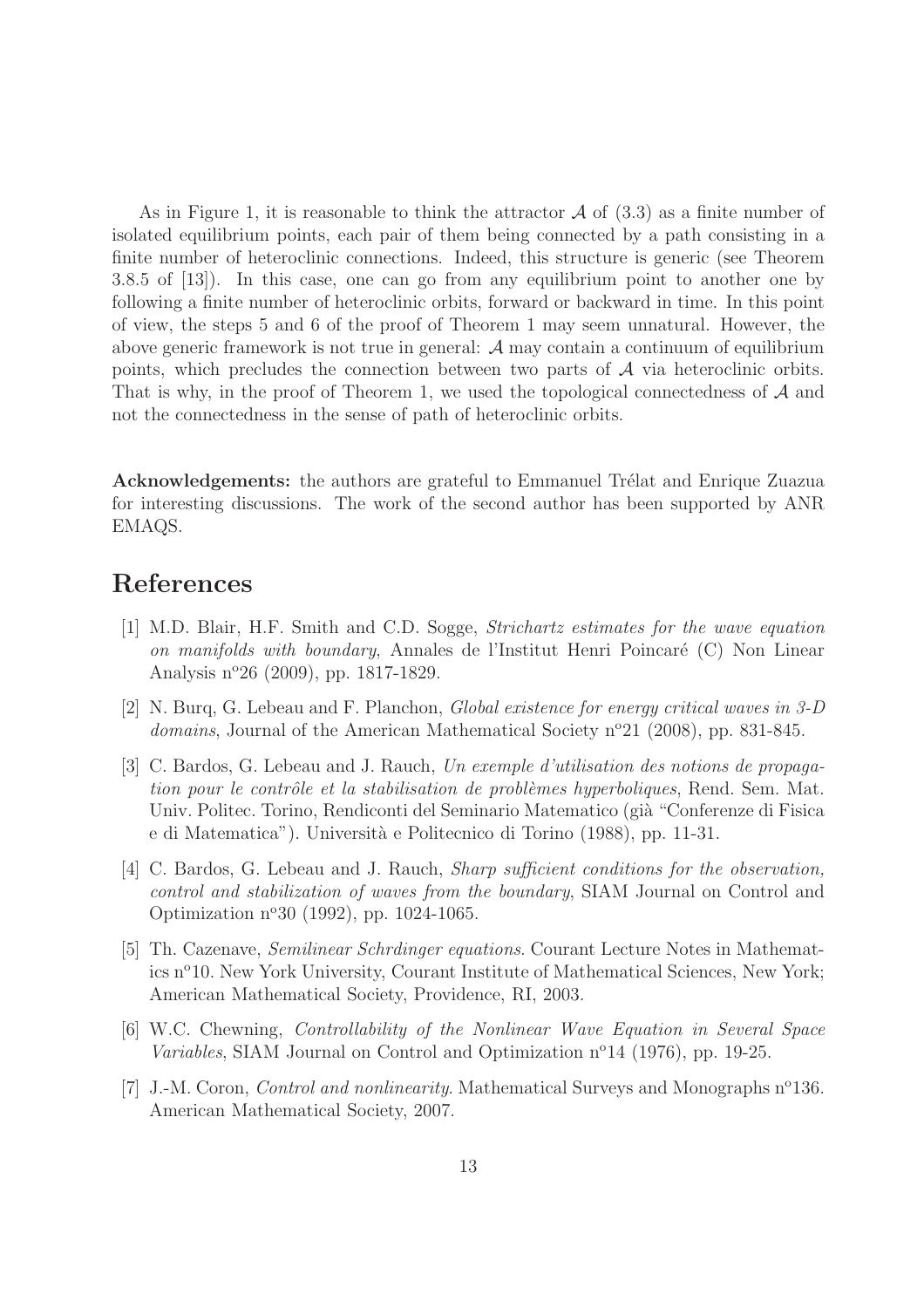As in Figure 1, it is reasonable to think the attractor $\mathcal{A}$ of (3.3) as a finite number of isolated equilibrium points, each pair of them being connected by a path consisting in a finite number of heteroclinic connections. Indeed, this structure is generic (see Theorem 3.8.5 of [13]). In this case, one can go from any equilibrium point to another one by following a finite number of heteroclinic orbits, forward or backward in time. In this point of view, the steps 5 and 6 of the proof of Theorem 1 may seem unnatural. However, the above generic framework is not true in general: $\mathcal{A}$ may contain a continuum of equilibrium points, which precludes the connection between two parts of $\mathcal{A}$ via heteroclinic orbits. That is why, in the proof of Theorem 1, we used the topological connectedness of $\mathcal{A}$ and not the connectedness in the sense of path of heteroclinic orbits.

**Acknowledgements:** the authors are grateful to Emmanuel Trélat and Enrique Zuazua for interesting discussions. The work of the second author has been supported by ANR EMAQS.

# References

[1] M.D. Blair, H.F. Smith and C.D. Sogge, *Strichartz estimates for the wave equation on manifolds with boundary*, Annales de l'Institut Henri Poincaré (C) Non Linear Analysis n°26 (2009), pp. 1817-1829.

[2] N. Burq, G. Lebeau and F. Planchon, *Global existence for energy critical waves in 3-D domains*, Journal of the American Mathematical Society n°21 (2008), pp. 831-845.

[3] C. Bardos, G. Lebeau and J. Rauch, *Un exemple d'utilisation des notions de propagation pour le contrôle et la stabilisation de problèmes hyperboliques*, Rend. Sem. Mat. Univ. Politec. Torino, Rendiconti del Seminario Matematico (già "Conferenze di Fisica e di Matematica"). Università e Politecnico di Torino (1988), pp. 11-31.

[4] C. Bardos, G. Lebeau and J. Rauch, *Sharp sufficient conditions for the observation, control and stabilization of waves from the boundary*, SIAM Journal on Control and Optimization n°30 (1992), pp. 1024-1065.

[5] Th. Cazenave, *Semilinear Schrdinger equations*. Courant Lecture Notes in Mathematics n°10. New York University, Courant Institute of Mathematical Sciences, New York; American Mathematical Society, Providence, RI, 2003.

[6] W.C. Chewning, *Controllability of the Nonlinear Wave Equation in Several Space Variables*, SIAM Journal on Control and Optimization n°14 (1976), pp. 19-25.

[7] J.-M. Coron, *Control and nonlinearity*. Mathematical Surveys and Monographs n°136. American Mathematical Society, 2007.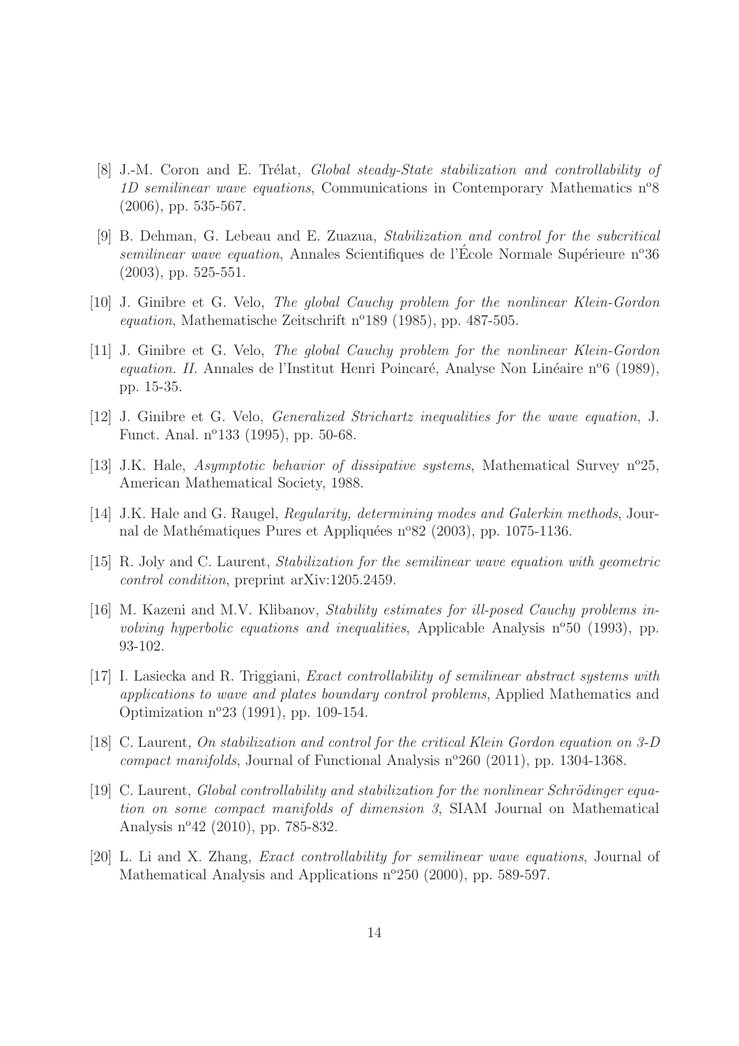[8] J.-M. Coron and E. Trélat, *Global steady-State stabilization and controllability of 1D semilinear wave equations*, Communications in Contemporary Mathematics n°8 (2006), pp. 535-567.

[9] B. Dehman, G. Lebeau and E. Zuazua, *Stabilization and control for the subcritical semilinear wave equation*, Annales Scientifiques de l'École Normale Supérieure n°36 (2003), pp. 525-551.

[10] J. Ginibre et G. Velo, *The global Cauchy problem for the nonlinear Klein-Gordon equation*, Mathematische Zeitschrift n°189 (1985), pp. 487-505.

[11] J. Ginibre et G. Velo, *The global Cauchy problem for the nonlinear Klein-Gordon equation. II.* Annales de l'Institut Henri Poincaré, Analyse Non Linéaire n°6 (1989), pp. 15-35.

[12] J. Ginibre et G. Velo, *Generalized Strichartz inequalities for the wave equation*, J. Funct. Anal. n°133 (1995), pp. 50-68.

[13] J.K. Hale, *Asymptotic behavior of dissipative systems*, Mathematical Survey n°25, American Mathematical Society, 1988.

[14] J.K. Hale and G. Raugel, *Regularity, determining modes and Galerkin methods*, Journal de Mathématiques Pures et Appliquées n°82 (2003), pp. 1075-1136.

[15] R. Joly and C. Laurent, *Stabilization for the semilinear wave equation with geometric control condition*, preprint arXiv:1205.2459.

[16] M. Kazeni and M.V. Klibanov, *Stability estimates for ill-posed Cauchy problems involving hyperbolic equations and inequalities*, Applicable Analysis n°50 (1993), pp. 93-102.

[17] I. Lasiecka and R. Triggiani, *Exact controllability of semilinear abstract systems with applications to wave and plates boundary control problems*, Applied Mathematics and Optimization n°23 (1991), pp. 109-154.

[18] C. Laurent, *On stabilization and control for the critical Klein Gordon equation on 3-D compact manifolds*, Journal of Functional Analysis n°260 (2011), pp. 1304-1368.

[19] C. Laurent, *Global controllability and stabilization for the nonlinear Schrödinger equation on some compact manifolds of dimension 3*, SIAM Journal on Mathematical Analysis n°42 (2010), pp. 785-832.

[20] L. Li and X. Zhang, *Exact controllability for semilinear wave equations*, Journal of Mathematical Analysis and Applications n°250 (2000), pp. 589-597.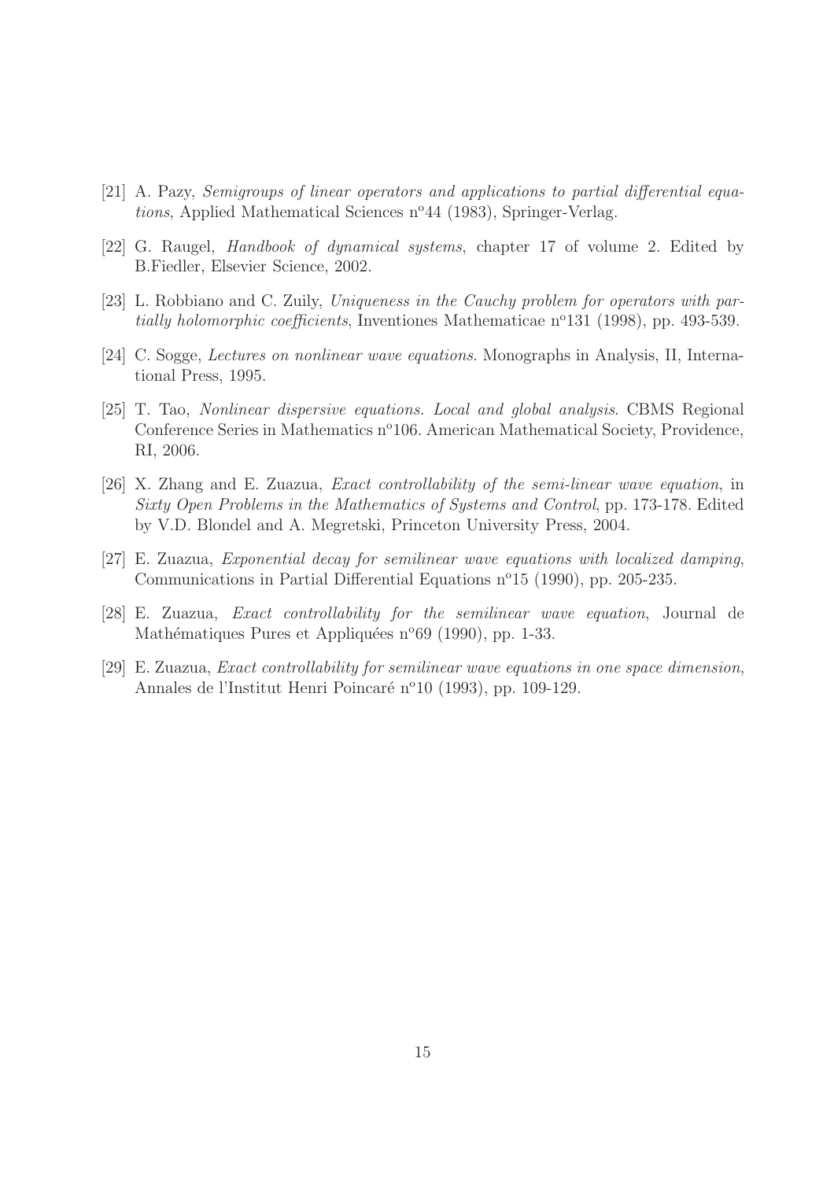[21] A. Pazy, *Semigroups of linear operators and applications to partial differential equations*, Applied Mathematical Sciences n°44 (1983), Springer-Verlag.

[22] G. Raugel, *Handbook of dynamical systems*, chapter 17 of volume 2. Edited by B.Fiedler, Elsevier Science, 2002.

[23] L. Robbiano and C. Zuily, *Uniqueness in the Cauchy problem for operators with partially holomorphic coefficients*, Inventiones Mathematicae n°131 (1998), pp. 493-539.

[24] C. Sogge, *Lectures on nonlinear wave equations*. Monographs in Analysis, II, International Press, 1995.

[25] T. Tao, *Nonlinear dispersive equations. Local and global analysis*. CBMS Regional Conference Series in Mathematics n°106. American Mathematical Society, Providence, RI, 2006.

[26] X. Zhang and E. Zuazua, *Exact controllability of the semi-linear wave equation*, in *Sixty Open Problems in the Mathematics of Systems and Control*, pp. 173-178. Edited by V.D. Blondel and A. Megretski, Princeton University Press, 2004.

[27] E. Zuazua, *Exponential decay for semilinear wave equations with localized damping*, Communications in Partial Differential Equations n°15 (1990), pp. 205-235.

[28] E. Zuazua, *Exact controllability for the semilinear wave equation*, Journal de Mathématiques Pures et Appliquées n°69 (1990), pp. 1-33.

[29] E. Zuazua, *Exact controllability for semilinear wave equations in one space dimension*, Annales de l'Institut Henri Poincaré n°10 (1993), pp. 109-129.